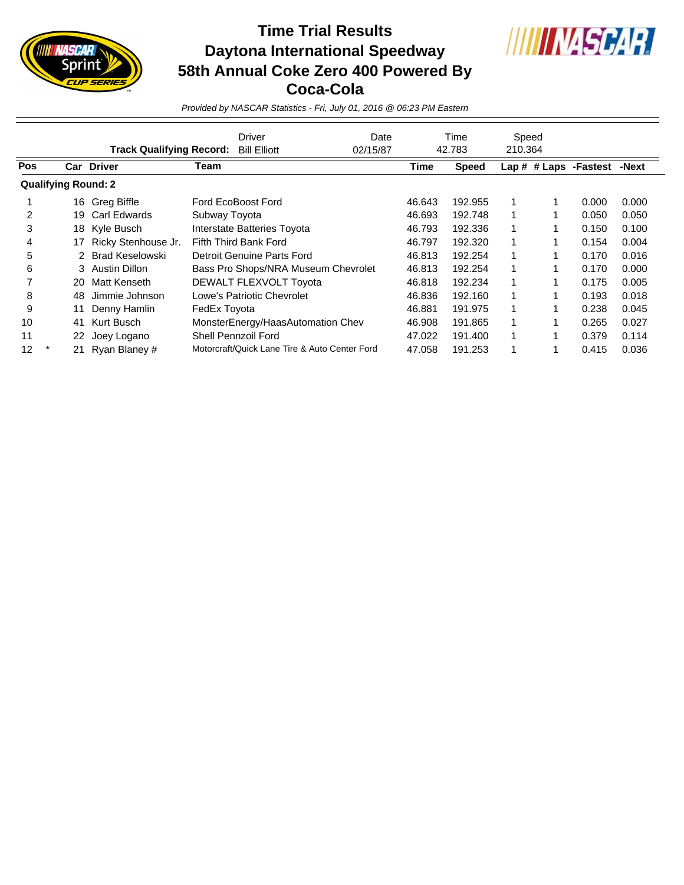# Time Trial Results
# Daytona International Speedway
# 58th Annual Coke Zero 400 Powered By Coca-Cola

*Provided by NASCAR Statistics - Fri, July 01, 2016 @ 06:23 PM Eastern*

| | Driver | Date | Time | Speed |
|---|---|---|---|---|
| **Track Qualifying Record:** | Bill Elliott | 02/15/87 | 42.783 | 210.364 |

| Pos | | Car | Driver | Team | Time | Speed | Lap # | # Laps | -Fastest | -Next |
|---|---|---|---|---|---|---|---|---|---|---|
| **Qualifying Round: 2** | | | | | | | | | | |
| 1 | | 16 | Greg Biffle | Ford EcoBoost Ford | 46.643 | 192.955 | 1 | 1 | 0.000 | 0.000 |
| 2 | | 19 | Carl Edwards | Subway Toyota | 46.693 | 192.748 | 1 | 1 | 0.050 | 0.050 |
| 3 | | 18 | Kyle Busch | Interstate Batteries Toyota | 46.793 | 192.336 | 1 | 1 | 0.150 | 0.100 |
| 4 | | 17 | Ricky Stenhouse Jr. | Fifth Third Bank Ford | 46.797 | 192.320 | 1 | 1 | 0.154 | 0.004 |
| 5 | | 2 | Brad Keselowski | Detroit Genuine Parts Ford | 46.813 | 192.254 | 1 | 1 | 0.170 | 0.016 |
| 6 | | 3 | Austin Dillon | Bass Pro Shops/NRA Museum Chevrolet | 46.813 | 192.254 | 1 | 1 | 0.170 | 0.000 |
| 7 | | 20 | Matt Kenseth | DEWALT FLEXVOLT Toyota | 46.818 | 192.234 | 1 | 1 | 0.175 | 0.005 |
| 8 | | 48 | Jimmie Johnson | Lowe's Patriotic Chevrolet | 46.836 | 192.160 | 1 | 1 | 0.193 | 0.018 |
| 9 | | 11 | Denny Hamlin | FedEx Toyota | 46.881 | 191.975 | 1 | 1 | 0.238 | 0.045 |
| 10 | | 41 | Kurt Busch | MonsterEnergy/HaasAutomation Chev | 46.908 | 191.865 | 1 | 1 | 0.265 | 0.027 |
| 11 | | 22 | Joey Logano | Shell Pennzoil Ford | 47.022 | 191.400 | 1 | 1 | 0.379 | 0.114 |
| 12 | * | 21 | Ryan Blaney # | Motorcraft/Quick Lane Tire & Auto Center Ford | 47.058 | 191.253 | 1 | 1 | 0.415 | 0.036 |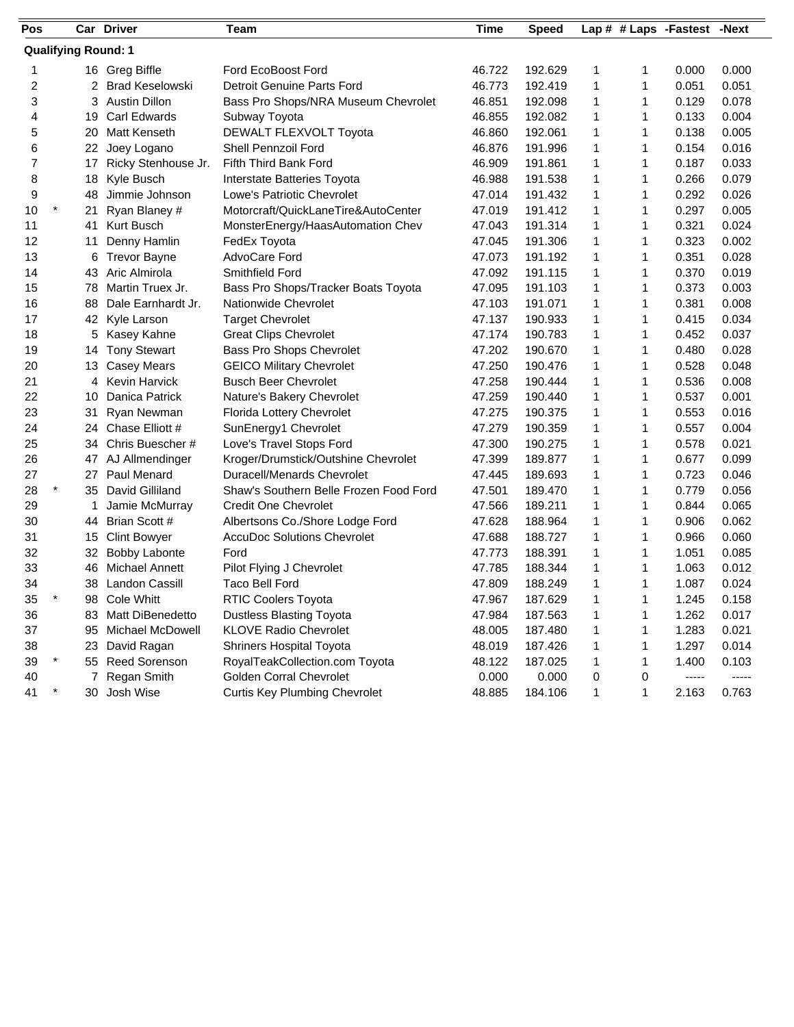| Pos | | Car | Driver | Team | Time | Speed | Lap # | # Laps | -Fastest | -Next |
|---|---|---|---|---|---|---|---|---|---|---|
| **Qualifying Round: 1** | | | | | | | | | | |
| 1 | | 16 | Greg Biffle | Ford EcoBoost Ford | 46.722 | 192.629 | 1 | 1 | 0.000 | 0.000 |
| 2 | | 2 | Brad Keselowski | Detroit Genuine Parts Ford | 46.773 | 192.419 | 1 | 1 | 0.051 | 0.051 |
| 3 | | 3 | Austin Dillon | Bass Pro Shops/NRA Museum Chevrolet | 46.851 | 192.098 | 1 | 1 | 0.129 | 0.078 |
| 4 | | 19 | Carl Edwards | Subway Toyota | 46.855 | 192.082 | 1 | 1 | 0.133 | 0.004 |
| 5 | | 20 | Matt Kenseth | DEWALT FLEXVOLT Toyota | 46.860 | 192.061 | 1 | 1 | 0.138 | 0.005 |
| 6 | | 22 | Joey Logano | Shell Pennzoil Ford | 46.876 | 191.996 | 1 | 1 | 0.154 | 0.016 |
| 7 | | 17 | Ricky Stenhouse Jr. | Fifth Third Bank Ford | 46.909 | 191.861 | 1 | 1 | 0.187 | 0.033 |
| 8 | | 18 | Kyle Busch | Interstate Batteries Toyota | 46.988 | 191.538 | 1 | 1 | 0.266 | 0.079 |
| 9 | | 48 | Jimmie Johnson | Lowe's Patriotic Chevrolet | 47.014 | 191.432 | 1 | 1 | 0.292 | 0.026 |
| 10 | * | 21 | Ryan Blaney # | Motorcraft/QuickLaneTire&AutoCenter | 47.019 | 191.412 | 1 | 1 | 0.297 | 0.005 |
| 11 | | 41 | Kurt Busch | MonsterEnergy/HaasAutomation Chev | 47.043 | 191.314 | 1 | 1 | 0.321 | 0.024 |
| 12 | | 11 | Denny Hamlin | FedEx Toyota | 47.045 | 191.306 | 1 | 1 | 0.323 | 0.002 |
| 13 | | 6 | Trevor Bayne | AdvoCare Ford | 47.073 | 191.192 | 1 | 1 | 0.351 | 0.028 |
| 14 | | 43 | Aric Almirola | Smithfield Ford | 47.092 | 191.115 | 1 | 1 | 0.370 | 0.019 |
| 15 | | 78 | Martin Truex Jr. | Bass Pro Shops/Tracker Boats Toyota | 47.095 | 191.103 | 1 | 1 | 0.373 | 0.003 |
| 16 | | 88 | Dale Earnhardt Jr. | Nationwide Chevrolet | 47.103 | 191.071 | 1 | 1 | 0.381 | 0.008 |
| 17 | | 42 | Kyle Larson | Target Chevrolet | 47.137 | 190.933 | 1 | 1 | 0.415 | 0.034 |
| 18 | | 5 | Kasey Kahne | Great Clips Chevrolet | 47.174 | 190.783 | 1 | 1 | 0.452 | 0.037 |
| 19 | | 14 | Tony Stewart | Bass Pro Shops Chevrolet | 47.202 | 190.670 | 1 | 1 | 0.480 | 0.028 |
| 20 | | 13 | Casey Mears | GEICO Military Chevrolet | 47.250 | 190.476 | 1 | 1 | 0.528 | 0.048 |
| 21 | | 4 | Kevin Harvick | Busch Beer Chevrolet | 47.258 | 190.444 | 1 | 1 | 0.536 | 0.008 |
| 22 | | 10 | Danica Patrick | Nature's Bakery Chevrolet | 47.259 | 190.440 | 1 | 1 | 0.537 | 0.001 |
| 23 | | 31 | Ryan Newman | Florida Lottery Chevrolet | 47.275 | 190.375 | 1 | 1 | 0.553 | 0.016 |
| 24 | | 24 | Chase Elliott # | SunEnergy1 Chevrolet | 47.279 | 190.359 | 1 | 1 | 0.557 | 0.004 |
| 25 | | 34 | Chris Buescher # | Love's Travel Stops Ford | 47.300 | 190.275 | 1 | 1 | 0.578 | 0.021 |
| 26 | | 47 | AJ Allmendinger | Kroger/Drumstick/Outshine Chevrolet | 47.399 | 189.877 | 1 | 1 | 0.677 | 0.099 |
| 27 | | 27 | Paul Menard | Duracell/Menards Chevrolet | 47.445 | 189.693 | 1 | 1 | 0.723 | 0.046 |
| 28 | * | 35 | David Gilliland | Shaw's Southern Belle Frozen Food Ford | 47.501 | 189.470 | 1 | 1 | 0.779 | 0.056 |
| 29 | | 1 | Jamie McMurray | Credit One Chevrolet | 47.566 | 189.211 | 1 | 1 | 0.844 | 0.065 |
| 30 | | 44 | Brian Scott # | Albertsons Co./Shore Lodge Ford | 47.628 | 188.964 | 1 | 1 | 0.906 | 0.062 |
| 31 | | 15 | Clint Bowyer | AccuDoc Solutions Chevrolet | 47.688 | 188.727 | 1 | 1 | 0.966 | 0.060 |
| 32 | | 32 | Bobby Labonte | Ford | 47.773 | 188.391 | 1 | 1 | 1.051 | 0.085 |
| 33 | | 46 | Michael Annett | Pilot Flying J Chevrolet | 47.785 | 188.344 | 1 | 1 | 1.063 | 0.012 |
| 34 | | 38 | Landon Cassill | Taco Bell Ford | 47.809 | 188.249 | 1 | 1 | 1.087 | 0.024 |
| 35 | * | 98 | Cole Whitt | RTIC Coolers Toyota | 47.967 | 187.629 | 1 | 1 | 1.245 | 0.158 |
| 36 | | 83 | Matt DiBenedetto | Dustless Blasting Toyota | 47.984 | 187.563 | 1 | 1 | 1.262 | 0.017 |
| 37 | | 95 | Michael McDowell | KLOVE Radio Chevrolet | 48.005 | 187.480 | 1 | 1 | 1.283 | 0.021 |
| 38 | | 23 | David Ragan | Shriners Hospital Toyota | 48.019 | 187.426 | 1 | 1 | 1.297 | 0.014 |
| 39 | * | 55 | Reed Sorenson | RoyalTeakCollection.com Toyota | 48.122 | 187.025 | 1 | 1 | 1.400 | 0.103 |
| 40 | | 7 | Regan Smith | Golden Corral Chevrolet | 0.000 | 0.000 | 0 | 0 | ----- | ----- |
| 41 | * | 30 | Josh Wise | Curtis Key Plumbing Chevrolet | 48.885 | 184.106 | 1 | 1 | 2.163 | 0.763 |